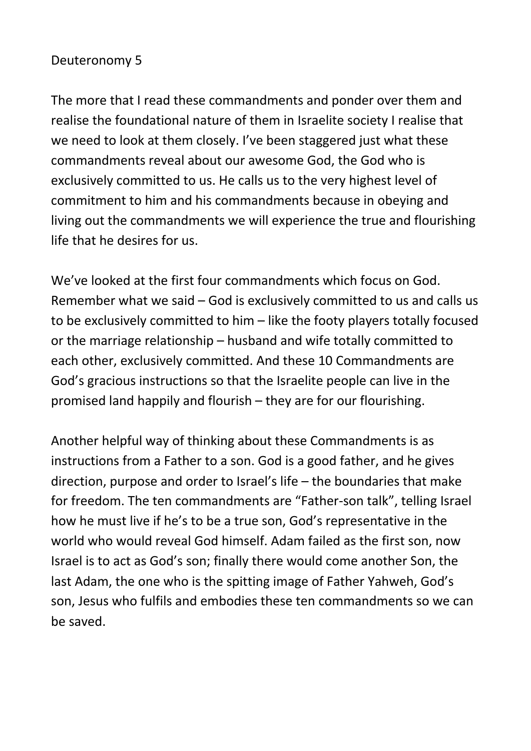Deuteronomy 5

The more that I read these commandments and ponder over them and realise the foundational nature of them in Israelite society I realise that we need to look at them closely. I've been staggered just what these commandments reveal about our awesome God, the God who is exclusively committed to us. He calls us to the very highest level of commitment to him and his commandments because in obeying and living out the commandments we will experience the true and flourishing life that he desires for us.

We've looked at the first four commandments which focus on God. Remember what we said – God is exclusively committed to us and calls us to be exclusively committed to him – like the footy players totally focused or the marriage relationship – husband and wife totally committed to each other, exclusively committed. And these 10 Commandments are God's gracious instructions so that the Israelite people can live in the promised land happily and flourish – they are for our flourishing.

Another helpful way of thinking about these Commandments is as instructions from a Father to a son. God is a good father, and he gives direction, purpose and order to Israel's life – the boundaries that make for freedom. The ten commandments are "Father-son talk", telling Israel how he must live if he's to be a true son, God's representative in the world who would reveal God himself. Adam failed as the first son, now Israel is to act as God's son; finally there would come another Son, the last Adam, the one who is the spitting image of Father Yahweh, God's son, Jesus who fulfils and embodies these ten commandments so we can be saved.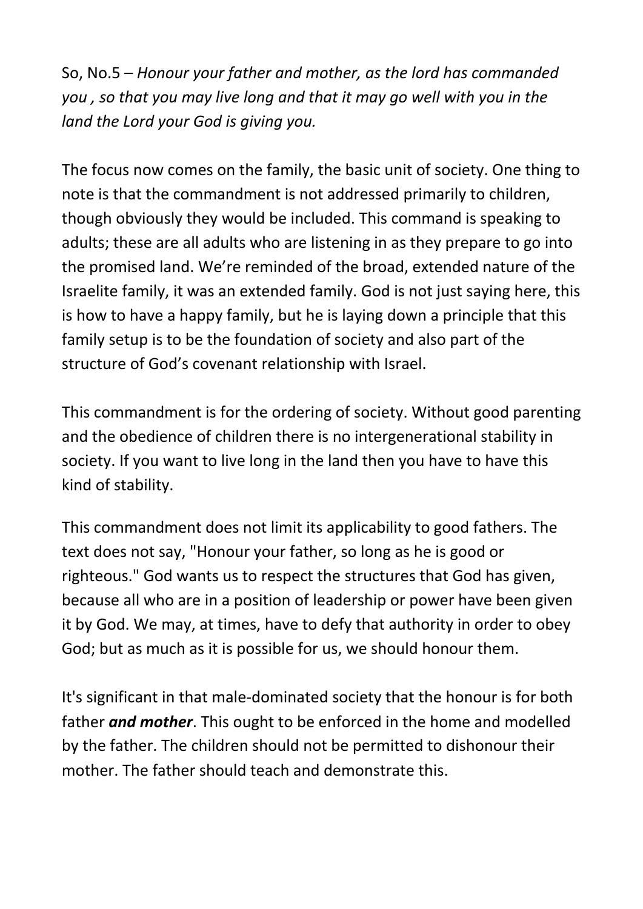So, No.5 – *Honour your father and mother, as the lord has commanded you , so that you may live long and that it may go well with you in the land the Lord your God is giving you.*

The focus now comes on the family, the basic unit of society. One thing to note is that the commandment is not addressed primarily to children, though obviously they would be included. This command is speaking to adults; these are all adults who are listening in as they prepare to go into the promised land. We're reminded of the broad, extended nature of the Israelite family, it was an extended family. God is not just saying here, this is how to have a happy family, but he is laying down a principle that this family setup is to be the foundation of society and also part of the structure of God's covenant relationship with Israel.

This commandment is for the ordering of society. Without good parenting and the obedience of children there is no intergenerational stability in society. If you want to live long in the land then you have to have this kind of stability.

This commandment does not limit its applicability to good fathers. The text does not say, "Honour your father, so long as he is good or righteous." God wants us to respect the structures that God has given, because all who are in a position of leadership or power have been given it by God. We may, at times, have to defy that authority in order to obey God; but as much as it is possible for us, we should honour them.

It's significant in that male-dominated society that the honour is for both father ***and mother***. This ought to be enforced in the home and modelled by the father. The children should not be permitted to dishonour their mother. The father should teach and demonstrate this.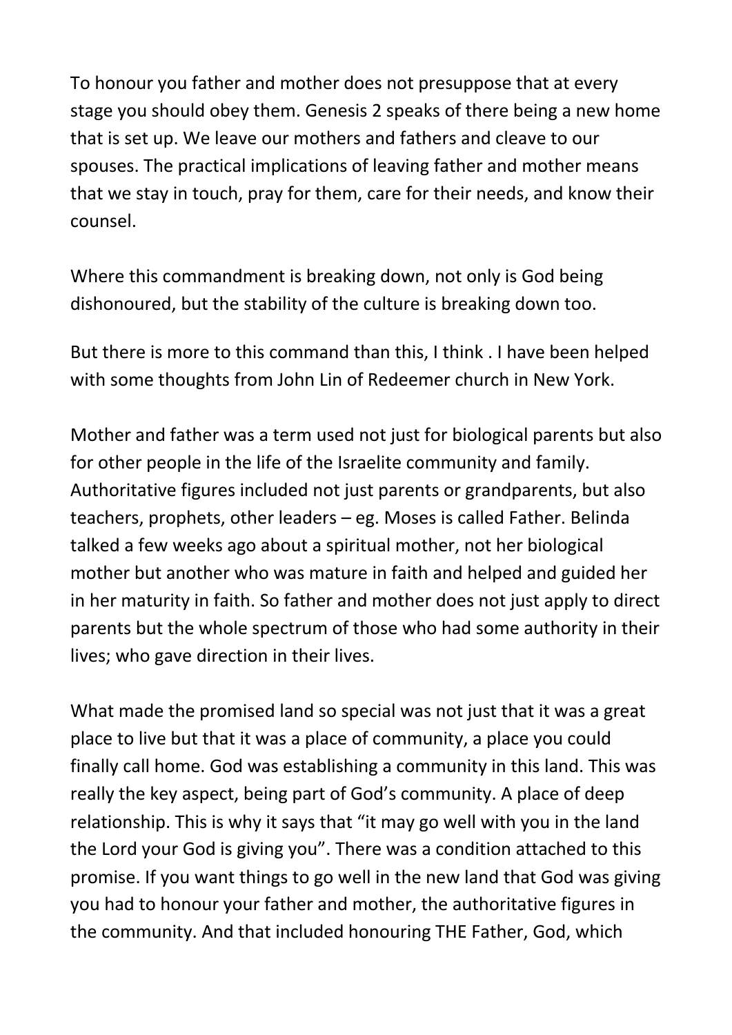To honour you father and mother does not presuppose that at every stage you should obey them. Genesis 2 speaks of there being a new home that is set up. We leave our mothers and fathers and cleave to our spouses. The practical implications of leaving father and mother means that we stay in touch, pray for them, care for their needs, and know their counsel.

Where this commandment is breaking down, not only is God being dishonoured, but the stability of the culture is breaking down too.

But there is more to this command than this, I think . I have been helped with some thoughts from John Lin of Redeemer church in New York.

Mother and father was a term used not just for biological parents but also for other people in the life of the Israelite community and family. Authoritative figures included not just parents or grandparents, but also teachers, prophets, other leaders – eg. Moses is called Father. Belinda talked a few weeks ago about a spiritual mother, not her biological mother but another who was mature in faith and helped and guided her in her maturity in faith. So father and mother does not just apply to direct parents but the whole spectrum of those who had some authority in their lives; who gave direction in their lives.

What made the promised land so special was not just that it was a great place to live but that it was a place of community, a place you could finally call home. God was establishing a community in this land. This was really the key aspect, being part of God's community. A place of deep relationship. This is why it says that "it may go well with you in the land the Lord your God is giving you". There was a condition attached to this promise. If you want things to go well in the new land that God was giving you had to honour your father and mother, the authoritative figures in the community. And that included honouring THE Father, God, which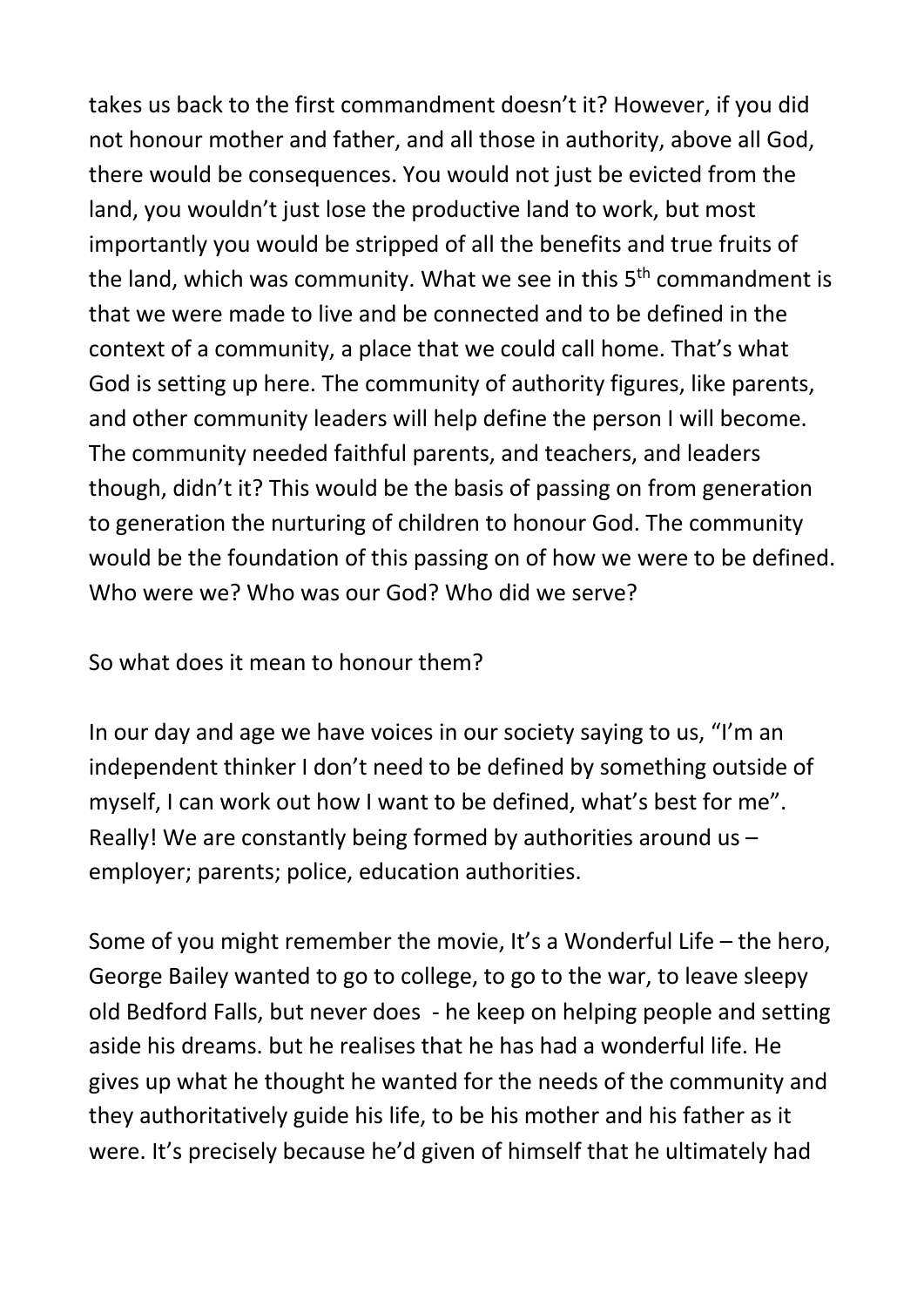takes us back to the first commandment doesn't it? However, if you did not honour mother and father, and all those in authority, above all God, there would be consequences. You would not just be evicted from the land, you wouldn't just lose the productive land to work, but most importantly you would be stripped of all the benefits and true fruits of the land, which was community. What we see in this 5th commandment is that we were made to live and be connected and to be defined in the context of a community, a place that we could call home. That's what God is setting up here. The community of authority figures, like parents, and other community leaders will help define the person I will become. The community needed faithful parents, and teachers, and leaders though, didn't it? This would be the basis of passing on from generation to generation the nurturing of children to honour God. The community would be the foundation of this passing on of how we were to be defined. Who were we? Who was our God? Who did we serve?

So what does it mean to honour them?

In our day and age we have voices in our society saying to us, "I'm an independent thinker I don't need to be defined by something outside of myself, I can work out how I want to be defined, what's best for me". Really! We are constantly being formed by authorities around us – employer; parents; police, education authorities.

Some of you might remember the movie, It's a Wonderful Life – the hero, George Bailey wanted to go to college, to go to the war, to leave sleepy old Bedford Falls, but never does - he keep on helping people and setting aside his dreams. but he realises that he has had a wonderful life. He gives up what he thought he wanted for the needs of the community and they authoritatively guide his life, to be his mother and his father as it were. It's precisely because he'd given of himself that he ultimately had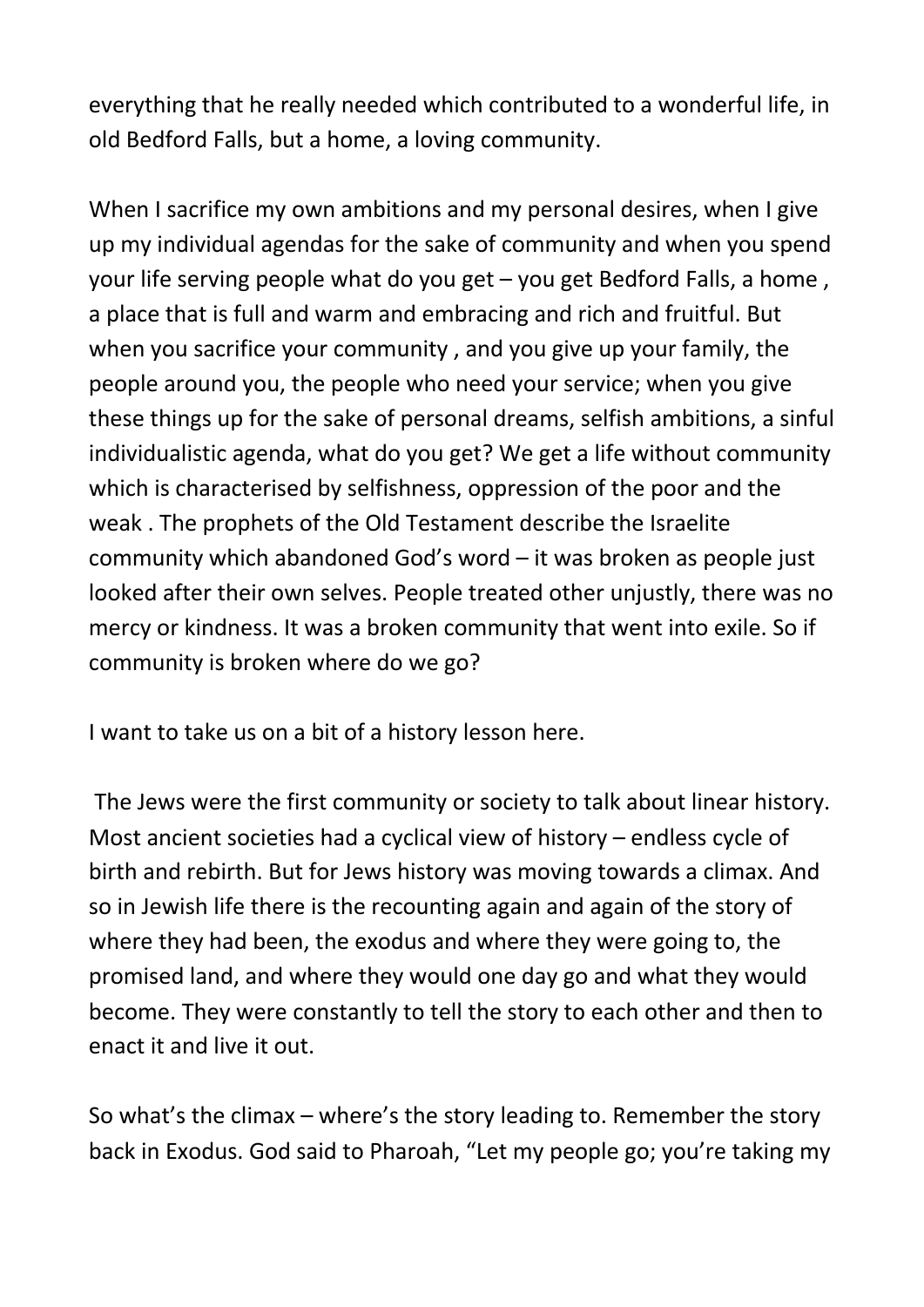everything that he really needed which contributed to a wonderful life, in old Bedford Falls, but a home, a loving community.

When I sacrifice my own ambitions and my personal desires, when I give up my individual agendas for the sake of community and when you spend your life serving people what do you get – you get Bedford Falls, a home , a place that is full and warm and embracing and rich and fruitful. But when you sacrifice your community , and you give up your family, the people around you, the people who need your service; when you give these things up for the sake of personal dreams, selfish ambitions, a sinful individualistic agenda, what do you get? We get a life without community which is characterised by selfishness, oppression of the poor and the weak . The prophets of the Old Testament describe the Israelite community which abandoned God's word – it was broken as people just looked after their own selves. People treated other unjustly, there was no mercy or kindness. It was a broken community that went into exile. So if community is broken where do we go?

I want to take us on a bit of a history lesson here.

The Jews were the first community or society to talk about linear history. Most ancient societies had a cyclical view of history – endless cycle of birth and rebirth. But for Jews history was moving towards a climax. And so in Jewish life there is the recounting again and again of the story of where they had been, the exodus and where they were going to, the promised land, and where they would one day go and what they would become. They were constantly to tell the story to each other and then to enact it and live it out.

So what's the climax – where's the story leading to. Remember the story back in Exodus. God said to Pharoah, "Let my people go; you're taking my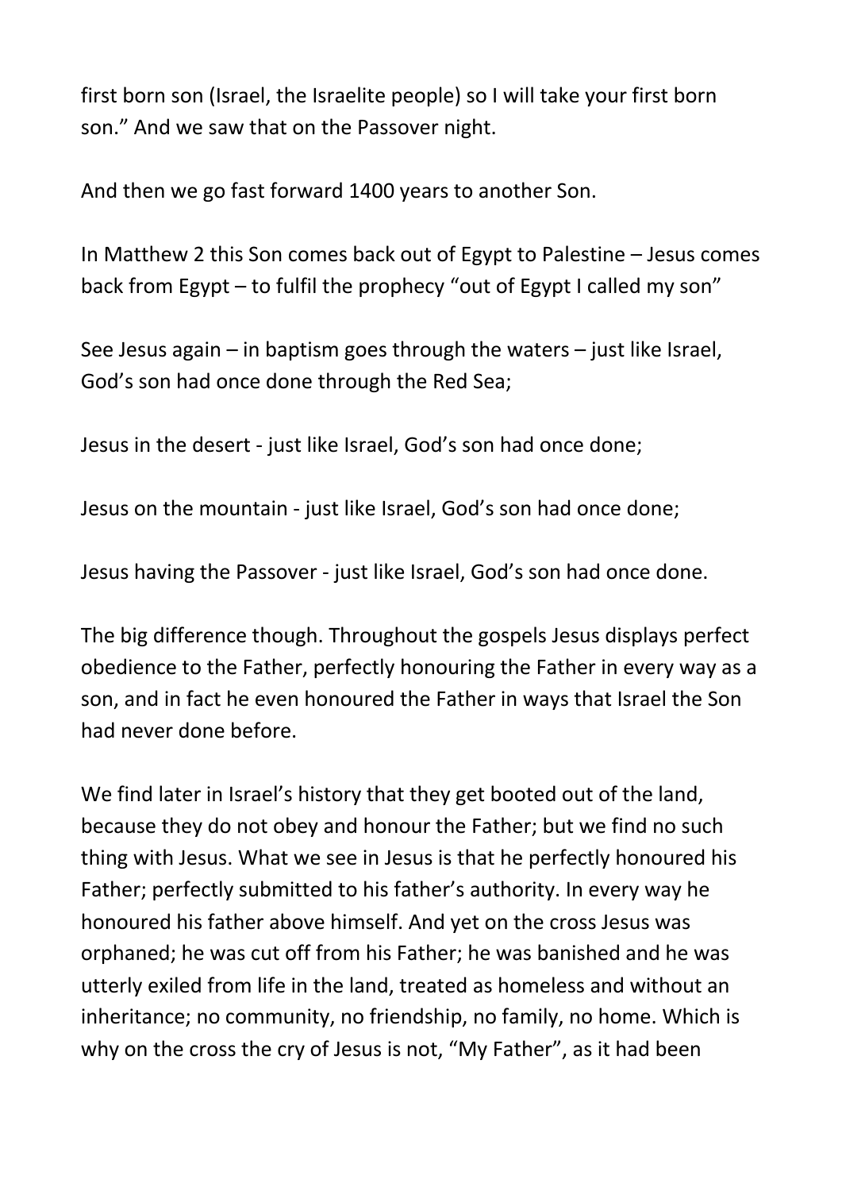first born son (Israel, the Israelite people) so I will take your first born son." And we saw that on the Passover night.

And then we go fast forward 1400 years to another Son.

In Matthew 2 this Son comes back out of Egypt to Palestine – Jesus comes back from Egypt – to fulfil the prophecy "out of Egypt I called my son"

See Jesus again – in baptism goes through the waters – just like Israel, God's son had once done through the Red Sea;

Jesus in the desert - just like Israel, God's son had once done;

Jesus on the mountain - just like Israel, God's son had once done;

Jesus having the Passover - just like Israel, God's son had once done.

The big difference though. Throughout the gospels Jesus displays perfect obedience to the Father, perfectly honouring the Father in every way as a son, and in fact he even honoured the Father in ways that Israel the Son had never done before.

We find later in Israel's history that they get booted out of the land, because they do not obey and honour the Father; but we find no such thing with Jesus. What we see in Jesus is that he perfectly honoured his Father; perfectly submitted to his father's authority. In every way he honoured his father above himself. And yet on the cross Jesus was orphaned; he was cut off from his Father; he was banished and he was utterly exiled from life in the land, treated as homeless and without an inheritance; no community, no friendship, no family, no home. Which is why on the cross the cry of Jesus is not, "My Father", as it had been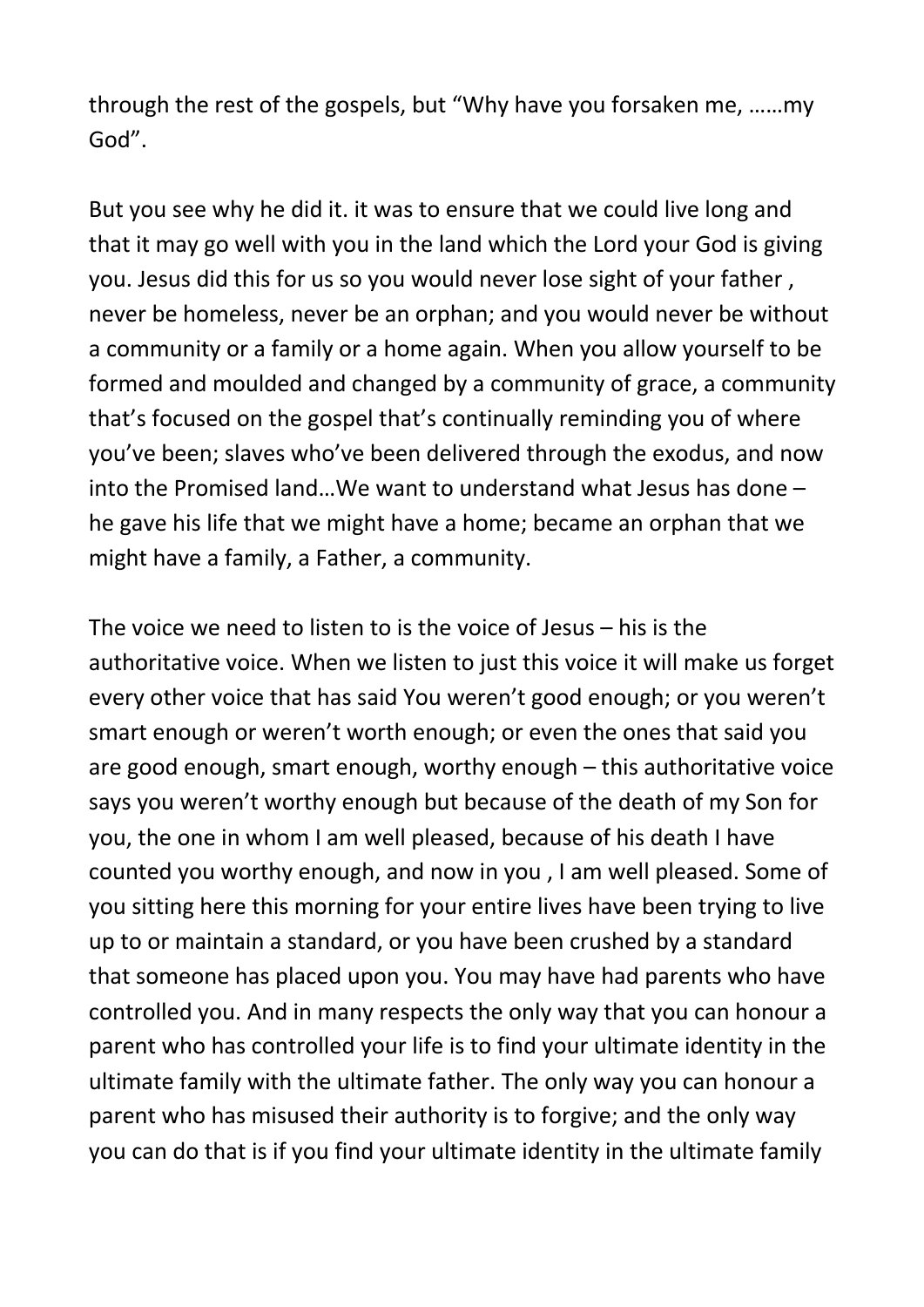through the rest of the gospels, but “Why have you forsaken me, ……my God”.

But you see why he did it. it was to ensure that we could live long and that it may go well with you in the land which the Lord your God is giving you. Jesus did this for us so you would never lose sight of your father , never be homeless, never be an orphan; and you would never be without a community or a family or a home again. When you allow yourself to be formed and moulded and changed by a community of grace, a community that's focused on the gospel that's continually reminding you of where you've been; slaves who've been delivered through the exodus, and now into the Promised land…We want to understand what Jesus has done – he gave his life that we might have a home; became an orphan that we might have a family, a Father, a community.

The voice we need to listen to is the voice of Jesus – his is the authoritative voice. When we listen to just this voice it will make us forget every other voice that has said You weren't good enough; or you weren't smart enough or weren't worth enough; or even the ones that said you are good enough, smart enough, worthy enough – this authoritative voice says you weren't worthy enough but because of the death of my Son for you, the one in whom I am well pleased, because of his death I have counted you worthy enough, and now in you , I am well pleased. Some of you sitting here this morning for your entire lives have been trying to live up to or maintain a standard, or you have been crushed by a standard that someone has placed upon you. You may have had parents who have controlled you. And in many respects the only way that you can honour a parent who has controlled your life is to find your ultimate identity in the ultimate family with the ultimate father. The only way you can honour a parent who has misused their authority is to forgive; and the only way you can do that is if you find your ultimate identity in the ultimate family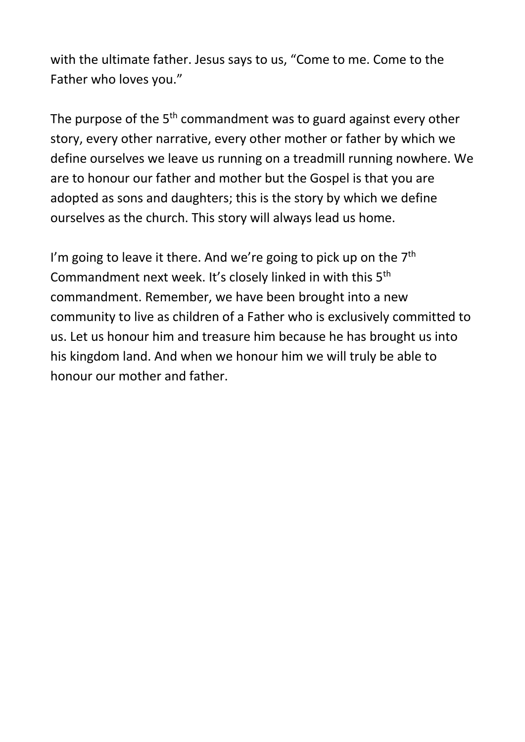with the ultimate father. Jesus says to us, "Come to me. Come to the Father who loves you."

The purpose of the 5th commandment was to guard against every other story, every other narrative, every other mother or father by which we define ourselves we leave us running on a treadmill running nowhere. We are to honour our father and mother but the Gospel is that you are adopted as sons and daughters; this is the story by which we define ourselves as the church. This story will always lead us home.

I'm going to leave it there. And we're going to pick up on the 7th Commandment next week. It's closely linked in with this 5th commandment. Remember, we have been brought into a new community to live as children of a Father who is exclusively committed to us. Let us honour him and treasure him because he has brought us into his kingdom land. And when we honour him we will truly be able to honour our mother and father.